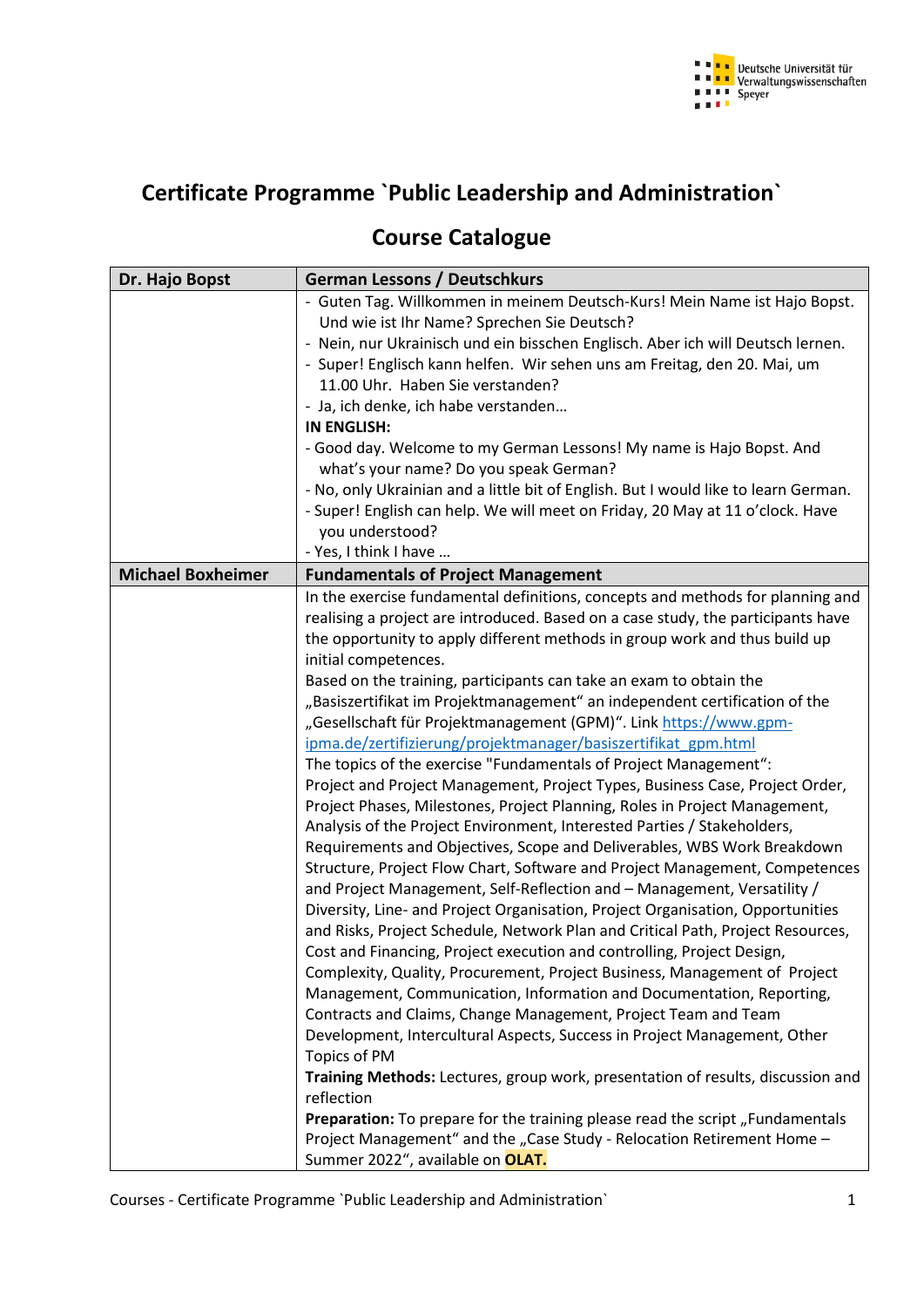# Certificate Programme `Public Leadership and Administration`

## Course Catalogue

| Dr. Hajo Bopst | German Lessons / Deutschkurs |
|---|---|
| | - Guten Tag. Willkommen in meinem Deutsch-Kurs! Mein Name ist Hajo Bopst. Und wie ist Ihr Name? Sprechen Sie Deutsch?<br>- Nein, nur Ukrainisch und ein bisschen Englisch. Aber ich will Deutsch lernen.<br>- Super! Englisch kann helfen. Wir sehen uns am Freitag, den 20. Mai, um 11.00 Uhr. Haben Sie verstanden?<br>- Ja, ich denke, ich habe verstanden…<br>**IN ENGLISH:**<br>- Good day. Welcome to my German Lessons! My name is Hajo Bopst. And what's your name? Do you speak German?<br>- No, only Ukrainian and a little bit of English. But I would like to learn German.<br>- Super! English can help. We will meet on Friday, 20 May at 11 o'clock. Have you understood?<br>- Yes, I think I have … |
| **Michael Boxheimer** | **Fundamentals of Project Management** |
| | In the exercise fundamental definitions, concepts and methods for planning and realising a project are introduced. Based on a case study, the participants have the opportunity to apply different methods in group work and thus build up initial competences.<br>Based on the training, participants can take an exam to obtain the „Basiszertifikat im Projektmanagement" an independent certification of the „Gesellschaft für Projektmanagement (GPM)". Link https://www.gpm-ipma.de/zertifizierung/projektmanager/basiszertifikat_gpm.html<br>The topics of the exercise "Fundamentals of Project Management":<br>Project and Project Management, Project Types, Business Case, Project Order, Project Phases, Milestones, Project Planning, Roles in Project Management, Analysis of the Project Environment, Interested Parties / Stakeholders, Requirements and Objectives, Scope and Deliverables, WBS Work Breakdown Structure, Project Flow Chart, Software and Project Management, Competences and Project Management, Self-Reflection and – Management, Versatility / Diversity, Line- and Project Organisation, Project Organisation, Opportunities and Risks, Project Schedule, Network Plan and Critical Path, Project Resources, Cost and Financing, Project execution and controlling, Project Design, Complexity, Quality, Procurement, Project Business, Management of Project Management, Communication, Information and Documentation, Reporting, Contracts and Claims, Change Management, Project Team and Team Development, Intercultural Aspects, Success in Project Management, Other Topics of PM<br>**Training Methods:** Lectures, group work, presentation of results, discussion and reflection<br>**Preparation:** To prepare for the training please read the script „Fundamentals Project Management" and the „Case Study - Relocation Retirement Home – Summer 2022", available on **OLAT.** |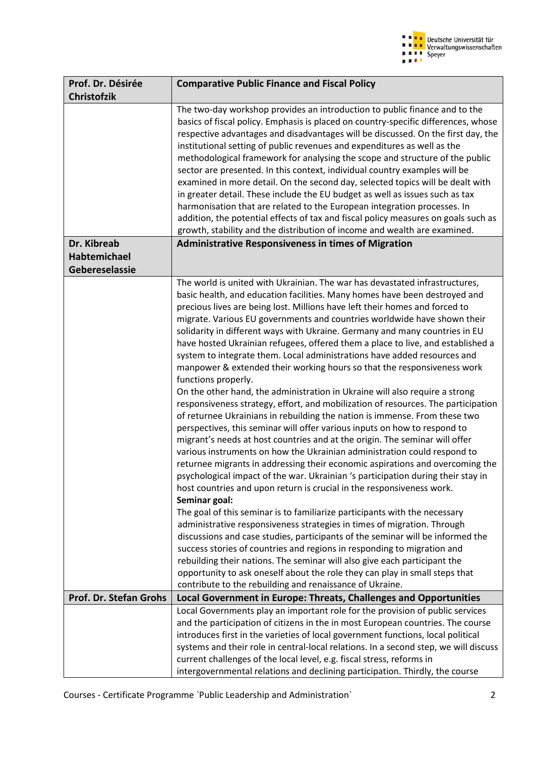| Prof. Dr. Désirée Christofzik | Comparative Public Finance and Fiscal Policy |
|---|---|
| | The two-day workshop provides an introduction to public finance and to the basics of fiscal policy. Emphasis is placed on country-specific differences, whose respective advantages and disadvantages will be discussed. On the first day, the institutional setting of public revenues and expenditures as well as the methodological framework for analysing the scope and structure of the public sector are presented. In this context, individual country examples will be examined in more detail. On the second day, selected topics will be dealt with in greater detail. These include the EU budget as well as issues such as tax harmonisation that are related to the European integration processes. In addition, the potential effects of tax and fiscal policy measures on goals such as growth, stability and the distribution of income and wealth are examined. |
| **Dr. Kibreab Habtemichael Gebereselassie** | **Administrative Responsiveness in times of Migration** |
| | The world is united with Ukrainian. The war has devastated infrastructures, basic health, and education facilities. Many homes have been destroyed and precious lives are being lost. Millions have left their homes and forced to migrate. Various EU governments and countries worldwide have shown their solidarity in different ways with Ukraine. Germany and many countries in EU have hosted Ukrainian refugees, offered them a place to live, and established a system to integrate them. Local administrations have added resources and manpower & extended their working hours so that the responsiveness work functions properly.<br>On the other hand, the administration in Ukraine will also require a strong responsiveness strategy, effort, and mobilization of resources. The participation of returnee Ukrainians in rebuilding the nation is immense. From these two perspectives, this seminar will offer various inputs on how to respond to migrant's needs at host countries and at the origin. The seminar will offer various instruments on how the Ukrainian administration could respond to returnee migrants in addressing their economic aspirations and overcoming the psychological impact of the war. Ukrainian 's participation during their stay in host countries and upon return is crucial in the responsiveness work.<br>**Seminar goal:**<br>The goal of this seminar is to familiarize participants with the necessary administrative responsiveness strategies in times of migration. Through discussions and case studies, participants of the seminar will be informed the success stories of countries and regions in responding to migration and rebuilding their nations. The seminar will also give each participant the opportunity to ask oneself about the role they can play in small steps that contribute to the rebuilding and renaissance of Ukraine. |
| **Prof. Dr. Stefan Grohs** | **Local Government in Europe: Threats, Challenges and Opportunities** |
| | Local Governments play an important role for the provision of public services and the participation of citizens in the in most European countries. The course introduces first in the varieties of local government functions, local political systems and their role in central-local relations. In a second step, we will discuss current challenges of the local level, e.g. fiscal stress, reforms in intergovernmental relations and declining participation. Thirdly, the course |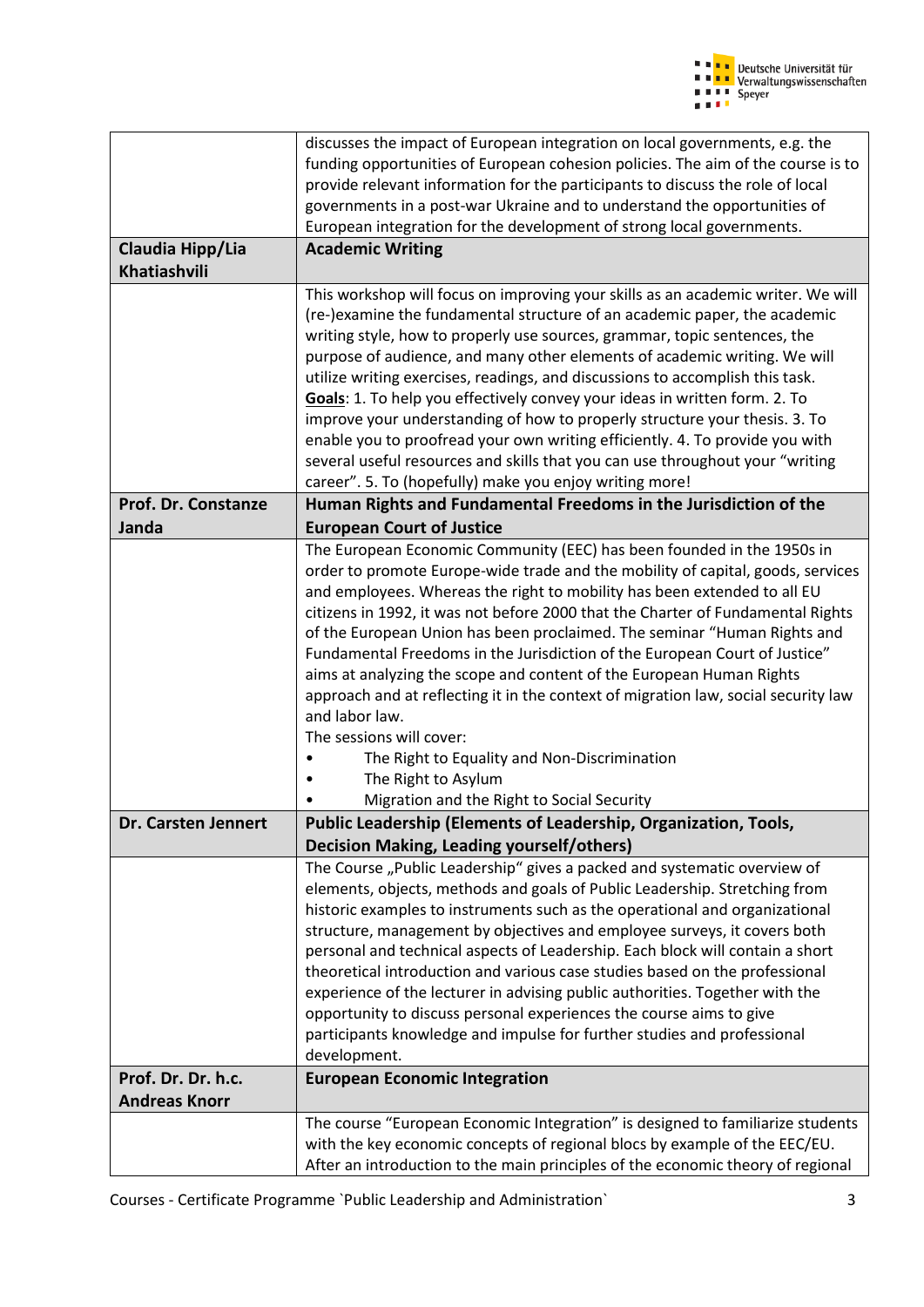| | |
|---|---|
| | discusses the impact of European integration on local governments, e.g. the funding opportunities of European cohesion policies. The aim of the course is to provide relevant information for the participants to discuss the role of local governments in a post-war Ukraine and to understand the opportunities of European integration for the development of strong local governments. |
| **Claudia Hipp/Lia Khatiashvili** | **Academic Writing** |
| | This workshop will focus on improving your skills as an academic writer. We will (re-)examine the fundamental structure of an academic paper, the academic writing style, how to properly use sources, grammar, topic sentences, the purpose of audience, and many other elements of academic writing. We will utilize writing exercises, readings, and discussions to accomplish this task. **Goals**: 1. To help you effectively convey your ideas in written form. 2. To improve your understanding of how to properly structure your thesis. 3. To enable you to proofread your own writing efficiently. 4. To provide you with several useful resources and skills that you can use throughout your "writing career". 5. To (hopefully) make you enjoy writing more! |
| **Prof. Dr. Constanze Janda** | **Human Rights and Fundamental Freedoms in the Jurisdiction of the European Court of Justice** |
| | The European Economic Community (EEC) has been founded in the 1950s in order to promote Europe-wide trade and the mobility of capital, goods, services and employees. Whereas the right to mobility has been extended to all EU citizens in 1992, it was not before 2000 that the Charter of Fundamental Rights of the European Union has been proclaimed. The seminar "Human Rights and Fundamental Freedoms in the Jurisdiction of the European Court of Justice" aims at analyzing the scope and content of the European Human Rights approach and at reflecting it in the context of migration law, social security law and labor law.<br>The sessions will cover:<br>• The Right to Equality and Non-Discrimination<br>• The Right to Asylum<br>• Migration and the Right to Social Security |
| **Dr. Carsten Jennert** | **Public Leadership (Elements of Leadership, Organization, Tools, Decision Making, Leading yourself/others)** |
| | The Course „Public Leadership" gives a packed and systematic overview of elements, objects, methods and goals of Public Leadership. Stretching from historic examples to instruments such as the operational and organizational structure, management by objectives and employee surveys, it covers both personal and technical aspects of Leadership. Each block will contain a short theoretical introduction and various case studies based on the professional experience of the lecturer in advising public authorities. Together with the opportunity to discuss personal experiences the course aims to give participants knowledge and impulse for further studies and professional development. |
| **Prof. Dr. Dr. h.c. Andreas Knorr** | **European Economic Integration** |
| | The course "European Economic Integration" is designed to familiarize students with the key economic concepts of regional blocs by example of the EEC/EU. After an introduction to the main principles of the economic theory of regional |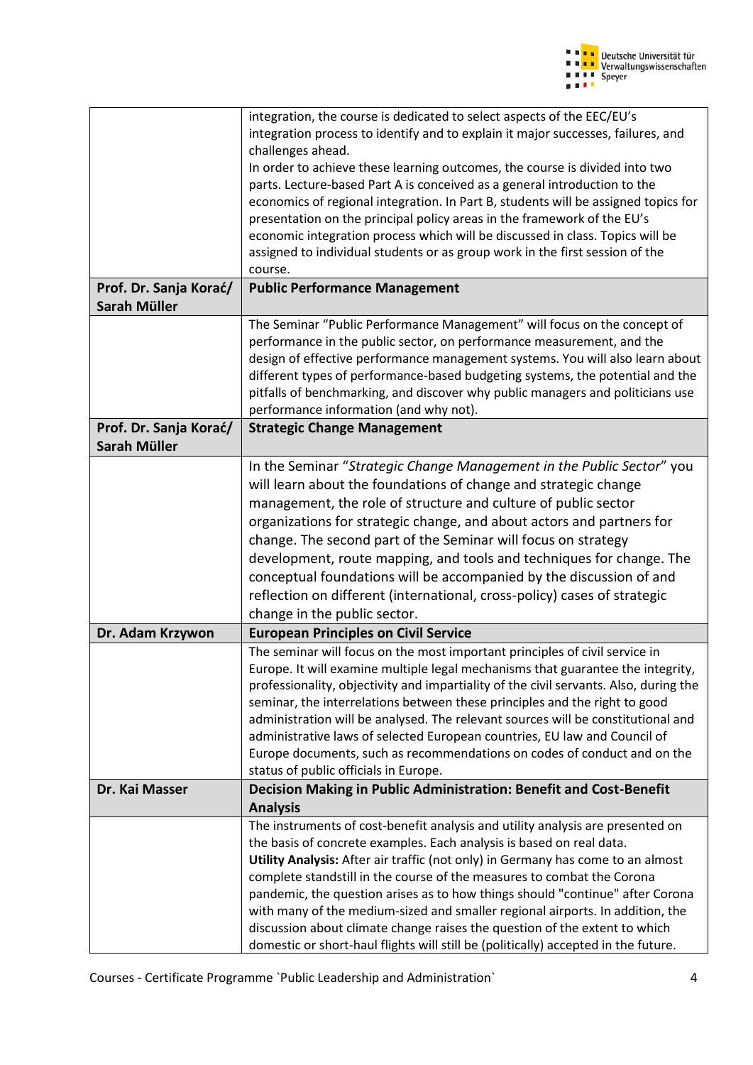| | |
|---|---|
| | integration, the course is dedicated to select aspects of the EEC/EU's integration process to identify and to explain it major successes, failures, and challenges ahead.<br>In order to achieve these learning outcomes, the course is divided into two parts. Lecture-based Part A is conceived as a general introduction to the economics of regional integration. In Part B, students will be assigned topics for presentation on the principal policy areas in the framework of the EU's economic integration process which will be discussed in class. Topics will be assigned to individual students or as group work in the first session of the course. |
| **Prof. Dr. Sanja Korać/ Sarah Müller** | **Public Performance Management** |
| | The Seminar "Public Performance Management" will focus on the concept of performance in the public sector, on performance measurement, and the design of effective performance management systems. You will also learn about different types of performance-based budgeting systems, the potential and the pitfalls of benchmarking, and discover why public managers and politicians use performance information (and why not). |
| **Prof. Dr. Sanja Korać/ Sarah Müller** | **Strategic Change Management** |
| | In the Seminar "*Strategic Change Management in the Public Sector*" you will learn about the foundations of change and strategic change management, the role of structure and culture of public sector organizations for strategic change, and about actors and partners for change. The second part of the Seminar will focus on strategy development, route mapping, and tools and techniques for change. The conceptual foundations will be accompanied by the discussion of and reflection on different (international, cross-policy) cases of strategic change in the public sector. |
| **Dr. Adam Krzywon** | **European Principles on Civil Service** |
| | The seminar will focus on the most important principles of civil service in Europe. It will examine multiple legal mechanisms that guarantee the integrity, professionality, objectivity and impartiality of the civil servants. Also, during the seminar, the interrelations between these principles and the right to good administration will be analysed. The relevant sources will be constitutional and administrative laws of selected European countries, EU law and Council of Europe documents, such as recommendations on codes of conduct and on the status of public officials in Europe. |
| **Dr. Kai Masser** | **Decision Making in Public Administration: Benefit and Cost-Benefit Analysis** |
| | The instruments of cost-benefit analysis and utility analysis are presented on the basis of concrete examples. Each analysis is based on real data.<br>**Utility Analysis:** After air traffic (not only) in Germany has come to an almost complete standstill in the course of the measures to combat the Corona pandemic, the question arises as to how things should "continue" after Corona with many of the medium-sized and smaller regional airports. In addition, the discussion about climate change raises the question of the extent to which domestic or short-haul flights will still be (politically) accepted in the future. |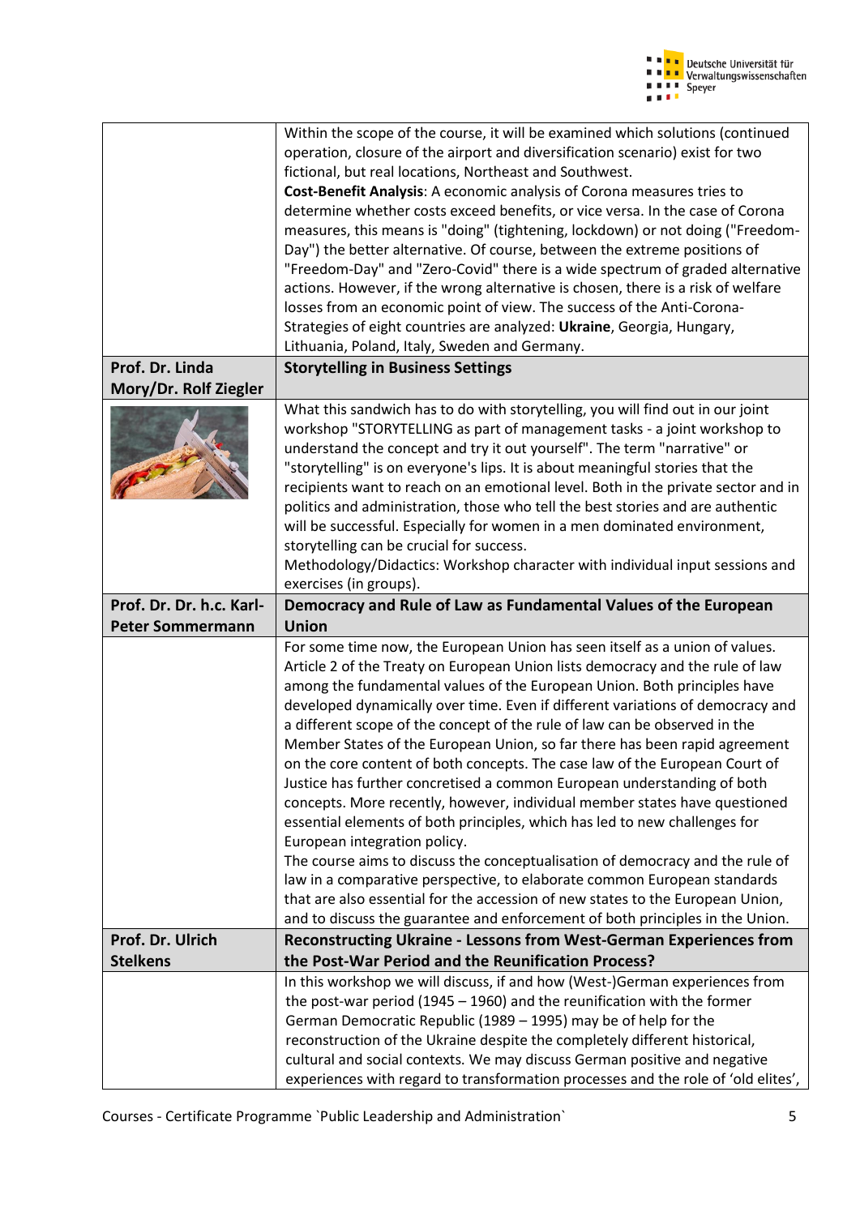| | |
|---|---|
| | Within the scope of the course, it will be examined which solutions (continued operation, closure of the airport and diversification scenario) exist for two fictional, but real locations, Northeast and Southwest. **Cost-Benefit Analysis**: A economic analysis of Corona measures tries to determine whether costs exceed benefits, or vice versa. In the case of Corona measures, this means is "doing" (tightening, lockdown) or not doing ("Freedom-Day") the better alternative. Of course, between the extreme positions of "Freedom-Day" and "Zero-Covid" there is a wide spectrum of graded alternative actions. However, if the wrong alternative is chosen, there is a risk of welfare losses from an economic point of view. The success of the Anti-Corona-Strategies of eight countries are analyzed: **Ukraine**, Georgia, Hungary, Lithuania, Poland, Italy, Sweden and Germany. |
| **Prof. Dr. Linda Mory/Dr. Rolf Ziegler** | **Storytelling in Business Settings** |
| | What this sandwich has to do with storytelling, you will find out in our joint workshop "STORYTELLING as part of management tasks - a joint workshop to understand the concept and try it out yourself". The term "narrative" or "storytelling" is on everyone's lips. It is about meaningful stories that the recipients want to reach on an emotional level. Both in the private sector and in politics and administration, those who tell the best stories and are authentic will be successful. Especially for women in a men dominated environment, storytelling can be crucial for success. Methodology/Didactics: Workshop character with individual input sessions and exercises (in groups). |
| **Prof. Dr. Dr. h.c. Karl-Peter Sommermann** | **Democracy and Rule of Law as Fundamental Values of the European Union** |
| | For some time now, the European Union has seen itself as a union of values. Article 2 of the Treaty on European Union lists democracy and the rule of law among the fundamental values of the European Union. Both principles have developed dynamically over time. Even if different variations of democracy and a different scope of the concept of the rule of law can be observed in the Member States of the European Union, so far there has been rapid agreement on the core content of both concepts. The case law of the European Court of Justice has further concretised a common European understanding of both concepts. More recently, however, individual member states have questioned essential elements of both principles, which has led to new challenges for European integration policy. The course aims to discuss the conceptualisation of democracy and the rule of law in a comparative perspective, to elaborate common European standards that are also essential for the accession of new states to the European Union, and to discuss the guarantee and enforcement of both principles in the Union. |
| **Prof. Dr. Ulrich Stelkens** | **Reconstructing Ukraine - Lessons from West-German Experiences from the Post-War Period and the Reunification Process?** |
| | In this workshop we will discuss, if and how (West-)German experiences from the post-war period (1945 – 1960) and the reunification with the former German Democratic Republic (1989 – 1995) may be of help for the reconstruction of the Ukraine despite the completely different historical, cultural and social contexts. We may discuss German positive and negative experiences with regard to transformation processes and the role of 'old elites', |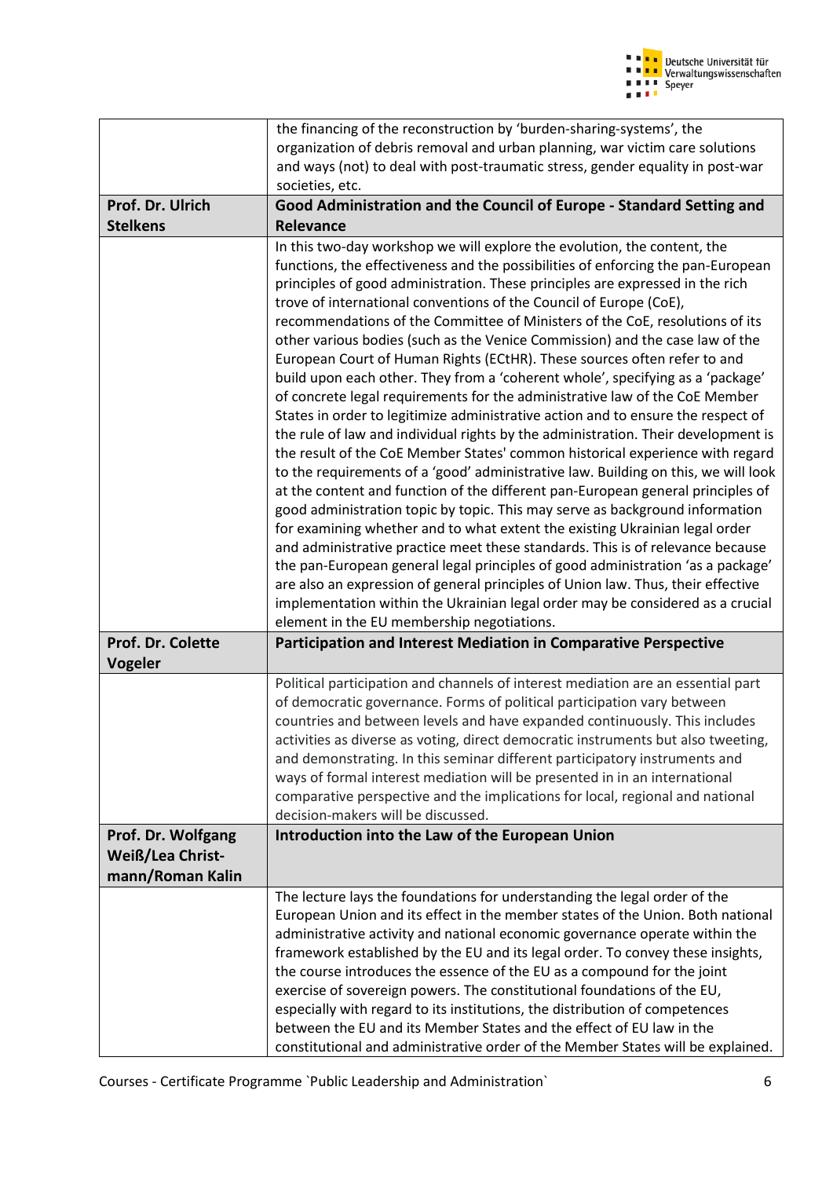| | |
|---|---|
| | the financing of the reconstruction by 'burden-sharing-systems', the organization of debris removal and urban planning, war victim care solutions and ways (not) to deal with post-traumatic stress, gender equality in post-war societies, etc. |
| **Prof. Dr. Ulrich Stelkens** | **Good Administration and the Council of Europe - Standard Setting and Relevance** |
| | In this two-day workshop we will explore the evolution, the content, the functions, the effectiveness and the possibilities of enforcing the pan-European principles of good administration. These principles are expressed in the rich trove of international conventions of the Council of Europe (CoE), recommendations of the Committee of Ministers of the CoE, resolutions of its other various bodies (such as the Venice Commission) and the case law of the European Court of Human Rights (ECtHR). These sources often refer to and build upon each other. They from a 'coherent whole', specifying as a 'package' of concrete legal requirements for the administrative law of the CoE Member States in order to legitimize administrative action and to ensure the respect of the rule of law and individual rights by the administration. Their development is the result of the CoE Member States' common historical experience with regard to the requirements of a 'good' administrative law. Building on this, we will look at the content and function of the different pan-European general principles of good administration topic by topic. This may serve as background information for examining whether and to what extent the existing Ukrainian legal order and administrative practice meet these standards. This is of relevance because the pan-European general legal principles of good administration 'as a package' are also an expression of general principles of Union law. Thus, their effective implementation within the Ukrainian legal order may be considered as a crucial element in the EU membership negotiations. |
| **Prof. Dr. Colette Vogeler** | **Participation and Interest Mediation in Comparative Perspective** |
| | Political participation and channels of interest mediation are an essential part of democratic governance. Forms of political participation vary between countries and between levels and have expanded continuously. This includes activities as diverse as voting, direct democratic instruments but also tweeting, and demonstrating. In this seminar different participatory instruments and ways of formal interest mediation will be presented in in an international comparative perspective and the implications for local, regional and national decision-makers will be discussed. |
| **Prof. Dr. Wolfgang Weiß/Lea Christ-mann/Roman Kalin** | **Introduction into the Law of the European Union** |
| | The lecture lays the foundations for understanding the legal order of the European Union and its effect in the member states of the Union. Both national administrative activity and national economic governance operate within the framework established by the EU and its legal order. To convey these insights, the course introduces the essence of the EU as a compound for the joint exercise of sovereign powers. The constitutional foundations of the EU, especially with regard to its institutions, the distribution of competences between the EU and its Member States and the effect of EU law in the constitutional and administrative order of the Member States will be explained. |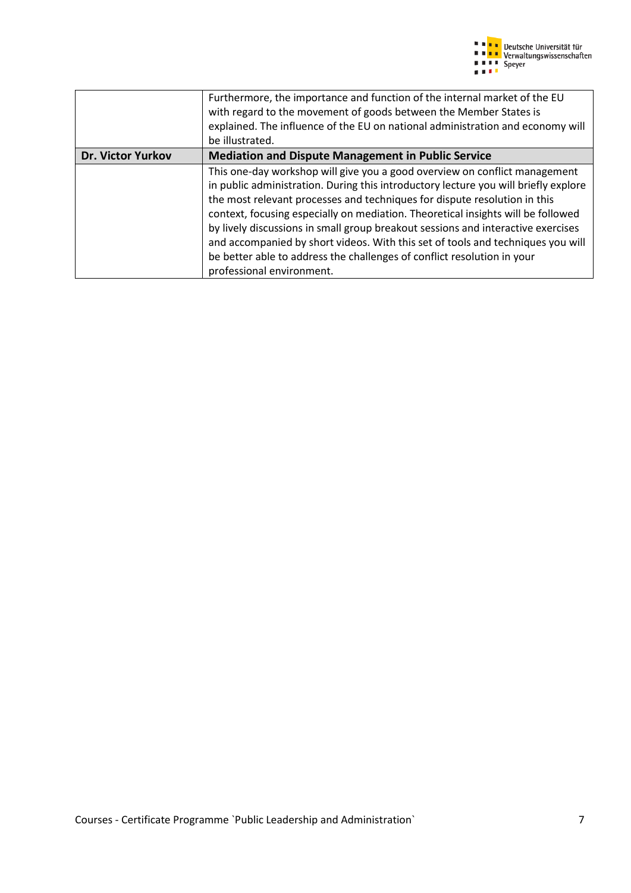| | |
|---|---|
| | Furthermore, the importance and function of the internal market of the EU with regard to the movement of goods between the Member States is explained. The influence of the EU on national administration and economy will be illustrated. |
| **Dr. Victor Yurkov** | **Mediation and Dispute Management in Public Service** |
| | This one-day workshop will give you a good overview on conflict management in public administration. During this introductory lecture you will briefly explore the most relevant processes and techniques for dispute resolution in this context, focusing especially on mediation. Theoretical insights will be followed by lively discussions in small group breakout sessions and interactive exercises and accompanied by short videos. With this set of tools and techniques you will be better able to address the challenges of conflict resolution in your professional environment. |